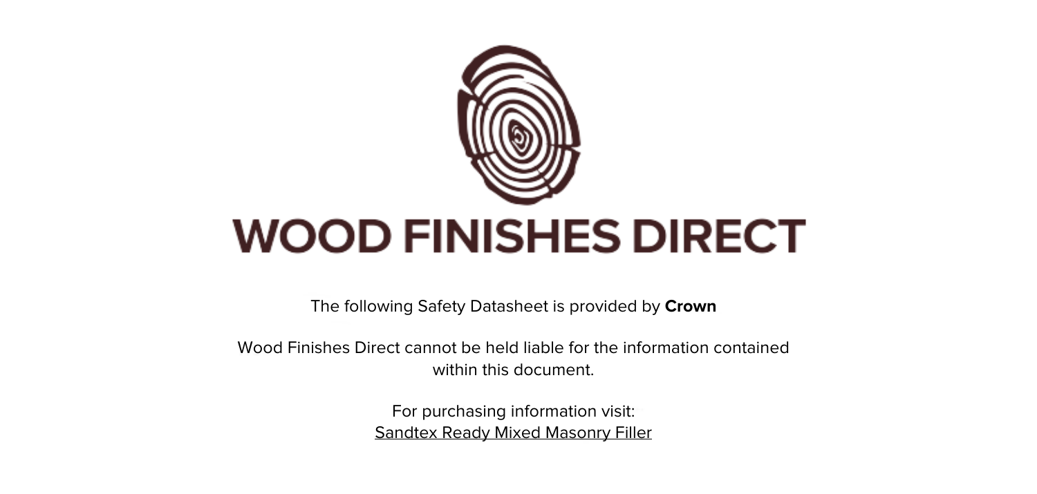# WOOD FINISHES DIRECT

The following Safety Datasheet is provided by **Crown**

Wood Finishes Direct cannot be held liable for the information contained within this document.

For purchasing information visit:
Sandtex Ready Mixed Masonry Filler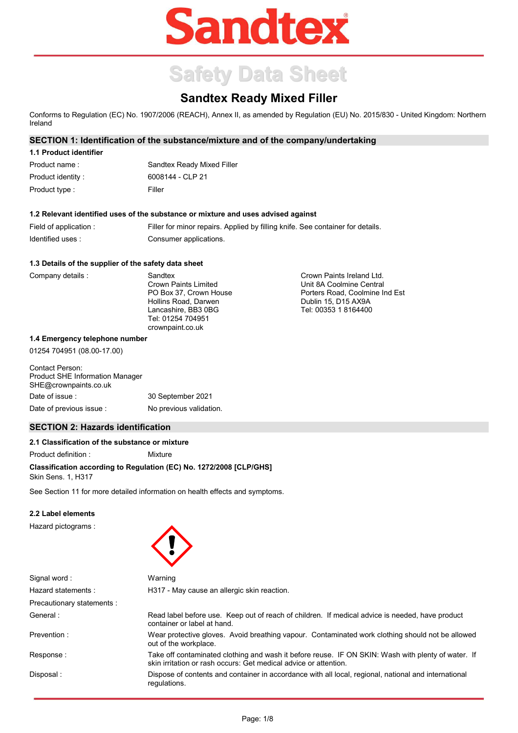# Sandtex

# Safety Data Sheet

## Sandtex Ready Mixed Filler

Conforms to Regulation (EC) No. 1907/2006 (REACH), Annex II, as amended by Regulation (EU) No. 2015/830 - United Kingdom: Northern Ireland

### SECTION 1: Identification of the substance/mixture and of the company/undertaking

**1.1 Product identifier**

| | |
|---|---|
| Product name : | Sandtex Ready Mixed Filler |
| Product identity : | 6008144 - CLP 21 |
| Product type : | Filler |

**1.2 Relevant identified uses of the substance or mixture and uses advised against**

| | |
|---|---|
| Field of application : | Filler for minor repairs. Applied by filling knife. See container for details. |
| Identified uses : | Consumer applications. |

**1.3 Details of the supplier of the safety data sheet**

Company details :

Sandtex
Crown Paints Limited
PO Box 37, Crown House
Hollins Road, Darwen
Lancashire, BB3 0BG
Tel: 01254 704951
crownpaint.co.uk

Crown Paints Ireland Ltd.
Unit 8A Coolmine Central
Porters Road, Coolmine Ind Est
Dublin 15, D15 AX9A
Tel: 00353 1 8164400

**1.4 Emergency telephone number**

01254 704951 (08.00-17.00)

Contact Person:
Product SHE Information Manager
SHE@crownpaints.co.uk

| | |
|---|---|
| Date of issue : | 30 September 2021 |
| Date of previous issue : | No previous validation. |

### SECTION 2: Hazards identification

**2.1 Classification of the substance or mixture**

Product definition : Mixture

**Classification according to Regulation (EC) No. 1272/2008 [CLP/GHS]**

Skin Sens. 1, H317

See Section 11 for more detailed information on health effects and symptoms.

**2.2 Label elements**

Hazard pictograms :

| | |
|---|---|
| Signal word : | Warning |
| Hazard statements : | H317 - May cause an allergic skin reaction. |
| Precautionary statements : | |
| General : | Read label before use. Keep out of reach of children. If medical advice is needed, have product container or label at hand. |
| Prevention : | Wear protective gloves. Avoid breathing vapour. Contaminated work clothing should not be allowed out of the workplace. |
| Response : | Take off contaminated clothing and wash it before reuse. IF ON SKIN: Wash with plenty of water. If skin irritation or rash occurs: Get medical advice or attention. |
| Disposal : | Dispose of contents and container in accordance with all local, regional, national and international regulations. |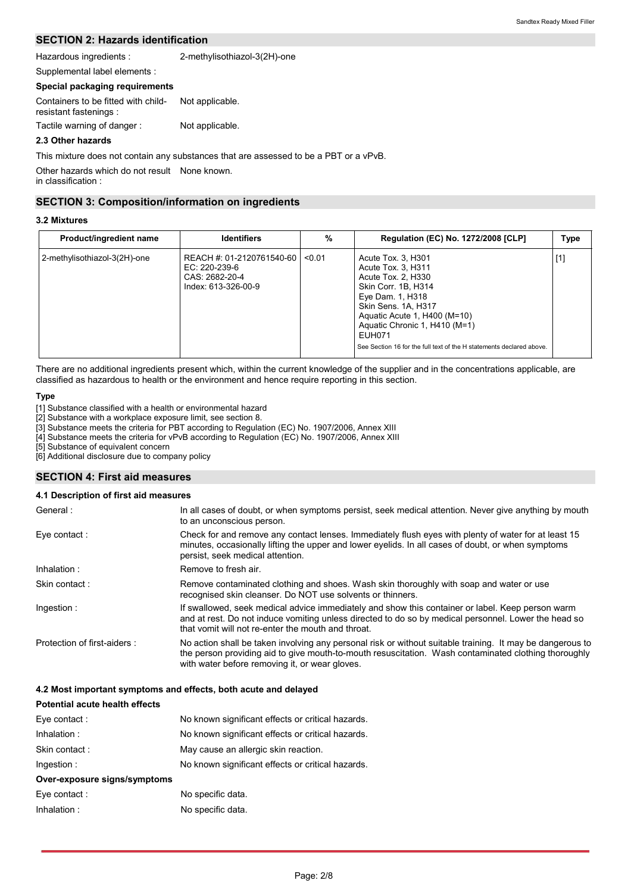## SECTION 2: Hazards identification

Hazardous ingredients : 2-methylisothiazol-3(2H)-one

Supplemental label elements :

**Special packaging requirements**

Containers to be fitted with child-resistant fastenings : Not applicable.

Tactile warning of danger : Not applicable.

**2.3 Other hazards**

This mixture does not contain any substances that are assessed to be a PBT or a vPvB.

Other hazards which do not result in classification : None known.

## SECTION 3: Composition/information on ingredients

**3.2 Mixtures**

| Product/ingredient name | Identifiers | % | Regulation (EC) No. 1272/2008 [CLP] | Type |
| --- | --- | --- | --- | --- |
| 2-methylisothiazol-3(2H)-one | REACH #: 01-2120761540-60<br>EC: 220-239-6<br>CAS: 2682-20-4<br>Index: 613-326-00-9 | <0.01 | Acute Tox. 3, H301<br>Acute Tox. 3, H311<br>Acute Tox. 2, H330<br>Skin Corr. 1B, H314<br>Eye Dam. 1, H318<br>Skin Sens. 1A, H317<br>Aquatic Acute 1, H400 (M=10)<br>Aquatic Chronic 1, H410 (M=1)<br>EUH071<br>See Section 16 for the full text of the H statements declared above. | [1] |

There are no additional ingredients present which, within the current knowledge of the supplier and in the concentrations applicable, are classified as hazardous to health or the environment and hence require reporting in this section.

**Type**

[1] Substance classified with a health or environmental hazard
[2] Substance with a workplace exposure limit, see section 8.
[3] Substance meets the criteria for PBT according to Regulation (EC) No. 1907/2006, Annex XIII
[4] Substance meets the criteria for vPvB according to Regulation (EC) No. 1907/2006, Annex XIII
[5] Substance of equivalent concern
[6] Additional disclosure due to company policy

## SECTION 4: First aid measures

**4.1 Description of first aid measures**

General : In all cases of doubt, or when symptoms persist, seek medical attention. Never give anything by mouth to an unconscious person.

Eye contact : Check for and remove any contact lenses. Immediately flush eyes with plenty of water for at least 15 minutes, occasionally lifting the upper and lower eyelids. In all cases of doubt, or when symptoms persist, seek medical attention.

Inhalation : Remove to fresh air.

Skin contact : Remove contaminated clothing and shoes. Wash skin thoroughly with soap and water or use recognised skin cleanser. Do NOT use solvents or thinners.

Ingestion : If swallowed, seek medical advice immediately and show this container or label. Keep person warm and at rest. Do not induce vomiting unless directed to do so by medical personnel. Lower the head so that vomit will not re-enter the mouth and throat.

Protection of first-aiders : No action shall be taken involving any personal risk or without suitable training. It may be dangerous to the person providing aid to give mouth-to-mouth resuscitation. Wash contaminated clothing thoroughly with water before removing it, or wear gloves.

**4.2 Most important symptoms and effects, both acute and delayed**

**Potential acute health effects**

Eye contact : No known significant effects or critical hazards.

Inhalation : No known significant effects or critical hazards.

Skin contact : May cause an allergic skin reaction.

Ingestion : No known significant effects or critical hazards.

**Over-exposure signs/symptoms**

Eye contact : No specific data.

Inhalation : No specific data.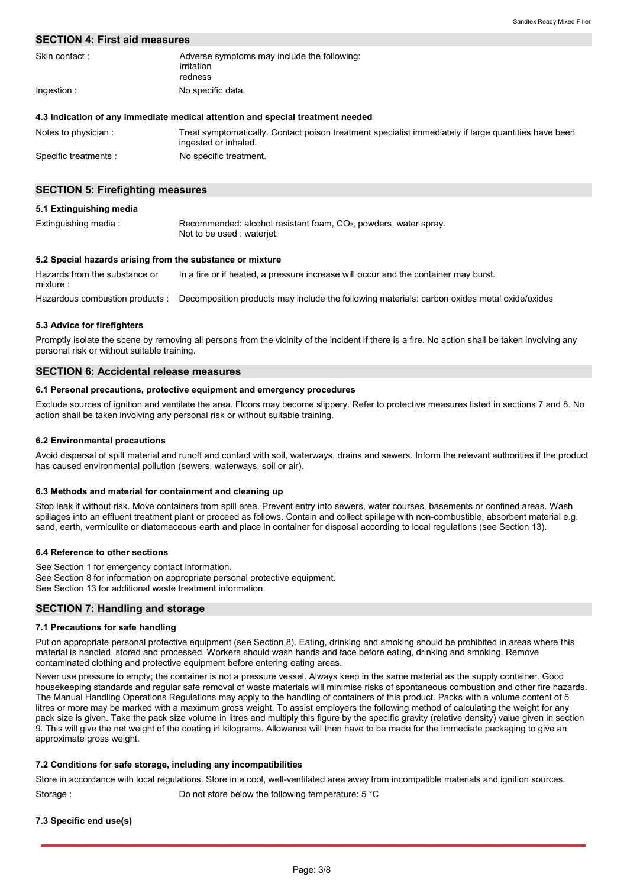## SECTION 4: First aid measures

| | |
|---|---|
| Skin contact : | Adverse symptoms may include the following:<br>irritation<br>redness |
| Ingestion : | No specific data. |

### 4.3 Indication of any immediate medical attention and special treatment needed

| | |
|---|---|
| Notes to physician : | Treat symptomatically. Contact poison treatment specialist immediately if large quantities have been ingested or inhaled. |
| Specific treatments : | No specific treatment. |

## SECTION 5: Firefighting measures

### 5.1 Extinguishing media

| | |
|---|---|
| Extinguishing media : | Recommended: alcohol resistant foam, $CO_2$, powders, water spray.<br>Not to be used : waterjet. |

### 5.2 Special hazards arising from the substance or mixture

| | |
|---|---|
| Hazards from the substance or mixture : | In a fire or if heated, a pressure increase will occur and the container may burst. |
| Hazardous combustion products : | Decomposition products may include the following materials: carbon oxides metal oxide/oxides |

### 5.3 Advice for firefighters

Promptly isolate the scene by removing all persons from the vicinity of the incident if there is a fire. No action shall be taken involving any personal risk or without suitable training.

## SECTION 6: Accidental release measures

### 6.1 Personal precautions, protective equipment and emergency procedures

Exclude sources of ignition and ventilate the area. Floors may become slippery. Refer to protective measures listed in sections 7 and 8. No action shall be taken involving any personal risk or without suitable training.

### 6.2 Environmental precautions

Avoid dispersal of spilt material and runoff and contact with soil, waterways, drains and sewers. Inform the relevant authorities if the product has caused environmental pollution (sewers, waterways, soil or air).

### 6.3 Methods and material for containment and cleaning up

Stop leak if without risk. Move containers from spill area. Prevent entry into sewers, water courses, basements or confined areas. Wash spillages into an effluent treatment plant or proceed as follows. Contain and collect spillage with non-combustible, absorbent material e.g. sand, earth, vermiculite or diatomaceous earth and place in container for disposal according to local regulations (see Section 13).

### 6.4 Reference to other sections

See Section 1 for emergency contact information.
See Section 8 for information on appropriate personal protective equipment.
See Section 13 for additional waste treatment information.

## SECTION 7: Handling and storage

### 7.1 Precautions for safe handling

Put on appropriate personal protective equipment (see Section 8). Eating, drinking and smoking should be prohibited in areas where this material is handled, stored and processed. Workers should wash hands and face before eating, drinking and smoking. Remove contaminated clothing and protective equipment before entering eating areas.

Never use pressure to empty; the container is not a pressure vessel. Always keep in the same material as the supply container. Good housekeeping standards and regular safe removal of waste materials will minimise risks of spontaneous combustion and other fire hazards. The Manual Handling Operations Regulations may apply to the handling of containers of this product. Packs with a volume content of 5 litres or more may be marked with a maximum gross weight. To assist employers the following method of calculating the weight for any pack size is given. Take the pack size volume in litres and multiply this figure by the specific gravity (relative density) value given in section 9. This will give the net weight of the coating in kilograms. Allowance will then have to be made for the immediate packaging to give an approximate gross weight.

### 7.2 Conditions for safe storage, including any incompatibilities

Store in accordance with local regulations. Store in a cool, well-ventilated area away from incompatible materials and ignition sources.

| | |
|---|---|
| Storage : | Do not store below the following temperature: 5 °C |

### 7.3 Specific end use(s)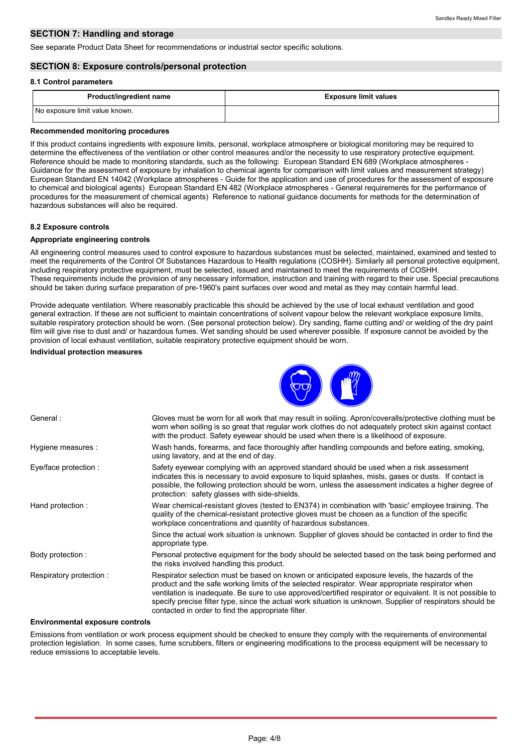## SECTION 7: Handling and storage

See separate Product Data Sheet for recommendations or industrial sector specific solutions.

## SECTION 8: Exposure controls/personal protection

### 8.1 Control parameters

| Product/ingredient name | Exposure limit values |
|---|---|
| No exposure limit value known. | |

**Recommended monitoring procedures**

If this product contains ingredients with exposure limits, personal, workplace atmosphere or biological monitoring may be required to determine the effectiveness of the ventilation or other control measures and/or the necessity to use respiratory protective equipment. Reference should be made to monitoring standards, such as the following: European Standard EN 689 (Workplace atmospheres - Guidance for the assessment of exposure by inhalation to chemical agents for comparison with limit values and measurement strategy) European Standard EN 14042 (Workplace atmospheres - Guide for the application and use of procedures for the assessment of exposure to chemical and biological agents) European Standard EN 482 (Workplace atmospheres - General requirements for the performance of procedures for the measurement of chemical agents) Reference to national guidance documents for methods for the determination of hazardous substances will also be required.

### 8.2 Exposure controls

**Appropriate engineering controls**

All engineering control measures used to control exposure to hazardous substances must be selected, maintained, examined and tested to meet the requirements of the Control Of Substances Hazardous to Health regulations (COSHH). Similarly all personal protective equipment, including respiratory protective equipment, must be selected, issued and maintained to meet the requirements of COSHH.
These requirements include the provision of any necessary information, instruction and training with regard to their use. Special precautions should be taken during surface preparation of pre-1960's paint surfaces over wood and metal as they may contain harmful lead.

Provide adequate ventilation. Where reasonably practicable this should be achieved by the use of local exhaust ventilation and good general extraction. If these are not sufficient to maintain concentrations of solvent vapour below the relevant workplace exposure limits, suitable respiratory protection should be worn. (See personal protection below). Dry sanding, flame cutting and/ or welding of the dry paint film will give rise to dust and/ or hazardous fumes. Wet sanding should be used wherever possible. If exposure cannot be avoided by the provision of local exhaust ventilation, suitable respiratory protective equipment should be worn.

**Individual protection measures**

| | |
|---|---|
| General : | Gloves must be worn for all work that may result in soiling. Apron/coveralls/protective clothing must be worn when soiling is so great that regular work clothes do not adequately protect skin against contact with the product. Safety eyewear should be used when there is a likelihood of exposure. |
| Hygiene measures : | Wash hands, forearms, and face thoroughly after handling compounds and before eating, smoking, using lavatory, and at the end of day. |
| Eye/face protection : | Safety eyewear complying with an approved standard should be used when a risk assessment indicates this is necessary to avoid exposure to liquid splashes, mists, gases or dusts. If contact is possible, the following protection should be worn, unless the assessment indicates a higher degree of protection: safety glasses with side-shields. |
| Hand protection : | Wear chemical-resistant gloves (tested to EN374) in combination with 'basic' employee training. The quality of the chemical-resistant protective gloves must be chosen as a function of the specific workplace concentrations and quantity of hazardous substances. |
| | Since the actual work situation is unknown. Supplier of gloves should be contacted in order to find the appropriate type. |
| Body protection : | Personal protective equipment for the body should be selected based on the task being performed and the risks involved handling this product. |
| Respiratory protection : | Respirator selection must be based on known or anticipated exposure levels, the hazards of the product and the safe working limits of the selected respirator. Wear appropriate respirator when ventilation is inadequate. Be sure to use approved/certified respirator or equivalent. It is not possible to specify precise filter type, since the actual work situation is unknown. Supplier of respirators should be contacted in order to find the appropriate filter. |

**Environmental exposure controls**

Emissions from ventilation or work process equipment should be checked to ensure they comply with the requirements of environmental protection legislation. In some cases, fume scrubbers, filters or engineering modifications to the process equipment will be necessary to reduce emissions to acceptable levels.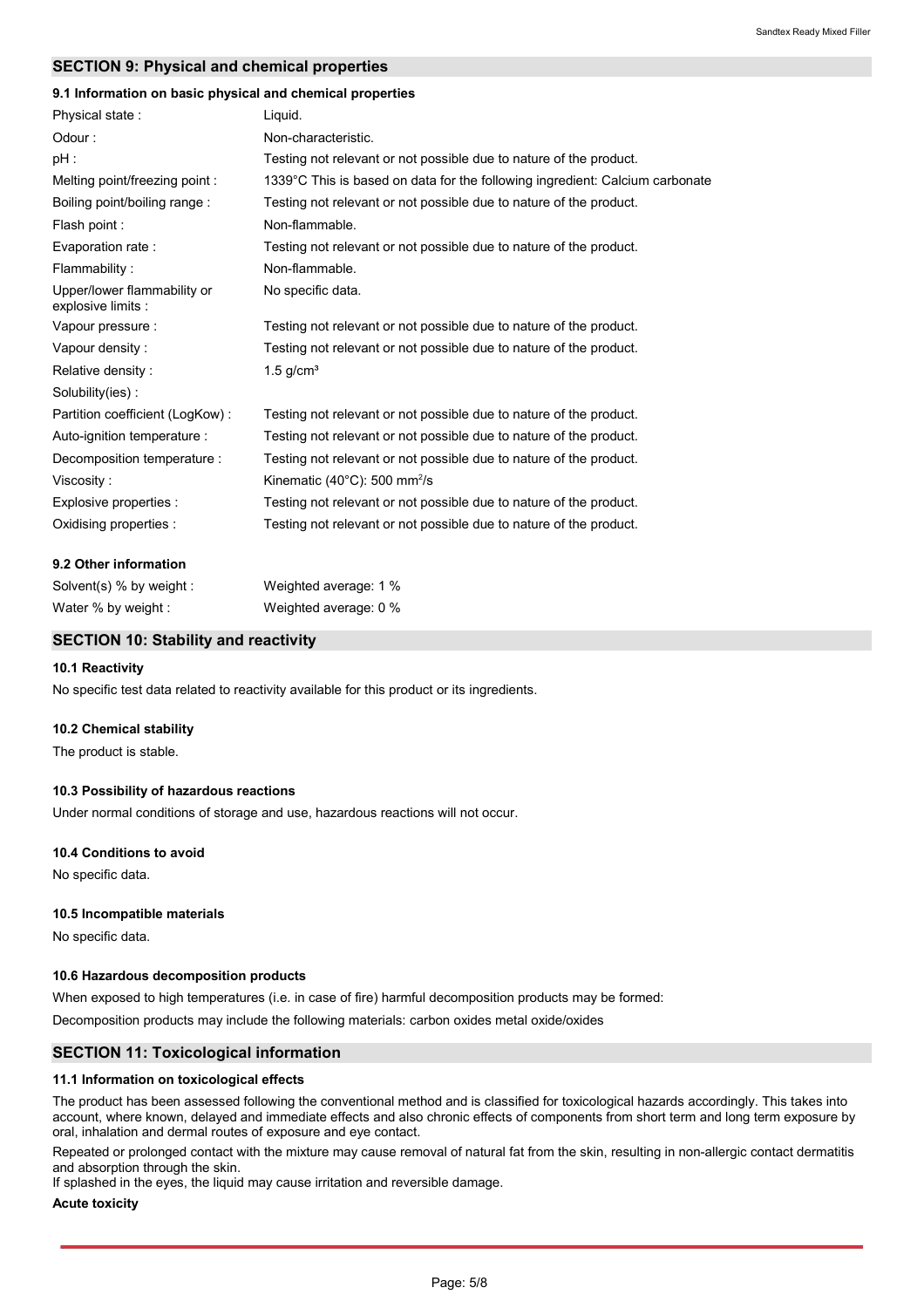## SECTION 9: Physical and chemical properties

### 9.1 Information on basic physical and chemical properties

| | |
|---|---|
| Physical state : | Liquid. |
| Odour : | Non-characteristic. |
| pH : | Testing not relevant or not possible due to nature of the product. |
| Melting point/freezing point : | 1339°C This is based on data for the following ingredient: Calcium carbonate |
| Boiling point/boiling range : | Testing not relevant or not possible due to nature of the product. |
| Flash point : | Non-flammable. |
| Evaporation rate : | Testing not relevant or not possible due to nature of the product. |
| Flammability : | Non-flammable. |
| Upper/lower flammability or explosive limits : | No specific data. |
| Vapour pressure : | Testing not relevant or not possible due to nature of the product. |
| Vapour density : | Testing not relevant or not possible due to nature of the product. |
| Relative density : | 1.5 g/cm³ |
| Solubility(ies) : | |
| Partition coefficient (LogKow) : | Testing not relevant or not possible due to nature of the product. |
| Auto-ignition temperature : | Testing not relevant or not possible due to nature of the product. |
| Decomposition temperature : | Testing not relevant or not possible due to nature of the product. |
| Viscosity : | Kinematic (40°C): 500 mm²/s |
| Explosive properties : | Testing not relevant or not possible due to nature of the product. |
| Oxidising properties : | Testing not relevant or not possible due to nature of the product. |

### 9.2 Other information

| | |
|---|---|
| Solvent(s) % by weight : | Weighted average: 1 % |
| Water % by weight : | Weighted average: 0 % |

## SECTION 10: Stability and reactivity

### 10.1 Reactivity

No specific test data related to reactivity available for this product or its ingredients.

### 10.2 Chemical stability

The product is stable.

### 10.3 Possibility of hazardous reactions

Under normal conditions of storage and use, hazardous reactions will not occur.

### 10.4 Conditions to avoid

No specific data.

### 10.5 Incompatible materials

No specific data.

### 10.6 Hazardous decomposition products

When exposed to high temperatures (i.e. in case of fire) harmful decomposition products may be formed:

Decomposition products may include the following materials: carbon oxides metal oxide/oxides

## SECTION 11: Toxicological information

### 11.1 Information on toxicological effects

The product has been assessed following the conventional method and is classified for toxicological hazards accordingly. This takes into account, where known, delayed and immediate effects and also chronic effects of components from short term and long term exposure by oral, inhalation and dermal routes of exposure and eye contact.

Repeated or prolonged contact with the mixture may cause removal of natural fat from the skin, resulting in non-allergic contact dermatitis and absorption through the skin.
If splashed in the eyes, the liquid may cause irritation and reversible damage.

**Acute toxicity**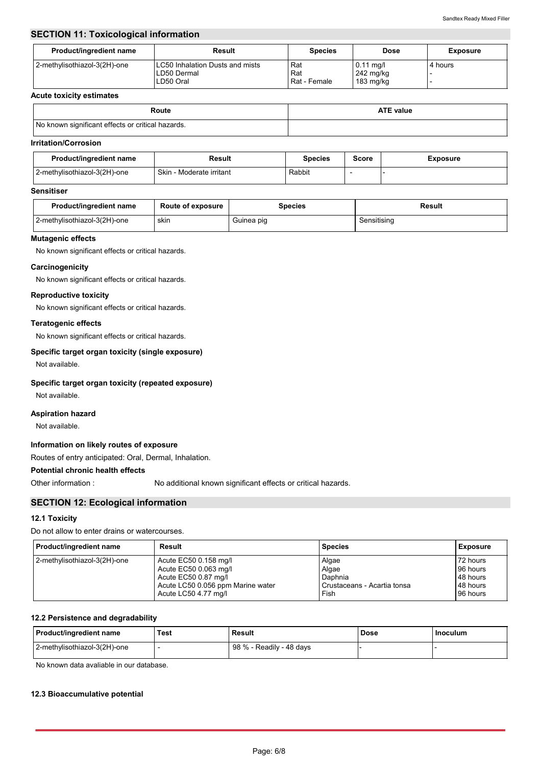## SECTION 11: Toxicological information

| Product/ingredient name | Result | Species | Dose | Exposure |
|---|---|---|---|---|
| 2-methylisothiazol-3(2H)-one | LC50 Inhalation Dusts and mists<br>LD50 Dermal<br>LD50 Oral | Rat<br>Rat<br>Rat - Female | 0.11 mg/l<br>242 mg/kg<br>183 mg/kg | 4 hours<br>-<br>- |

**Acute toxicity estimates**

| Route | ATE value |
|---|---|
| No known significant effects or critical hazards. | |

**Irritation/Corrosion**

| Product/ingredient name | Result | Species | Score | Exposure |
|---|---|---|---|---|
| 2-methylisothiazol-3(2H)-one | Skin - Moderate irritant | Rabbit | - | - |

**Sensitiser**

| Product/ingredient name | Route of exposure | Species | Result |
|---|---|---|---|
| 2-methylisothiazol-3(2H)-one | skin | Guinea pig | Sensitising |

**Mutagenic effects**

No known significant effects or critical hazards.

**Carcinogenicity**

No known significant effects or critical hazards.

**Reproductive toxicity**

No known significant effects or critical hazards.

**Teratogenic effects**

No known significant effects or critical hazards.

**Specific target organ toxicity (single exposure)**

Not available.

**Specific target organ toxicity (repeated exposure)**

Not available.

**Aspiration hazard**

Not available.

**Information on likely routes of exposure**

Routes of entry anticipated: Oral, Dermal, Inhalation.

**Potential chronic health effects**

Other information : No additional known significant effects or critical hazards.

## SECTION 12: Ecological information

### 12.1 Toxicity

Do not allow to enter drains or watercourses.

| Product/ingredient name | Result | Species | Exposure |
|---|---|---|---|
| 2-methylisothiazol-3(2H)-one | Acute EC50 0.158 mg/l<br>Acute EC50 0.063 mg/l<br>Acute EC50 0.87 mg/l<br>Acute LC50 0.056 ppm Marine water<br>Acute LC50 4.77 mg/l | Algae<br>Algae<br>Daphnia<br>Crustaceans - Acartia tonsa<br>Fish | 72 hours<br>96 hours<br>48 hours<br>48 hours<br>96 hours |

### 12.2 Persistence and degradability

| Product/ingredient name | Test | Result | Dose | Inoculum |
|---|---|---|---|---|
| 2-methylisothiazol-3(2H)-one | - | 98 % - Readily - 48 days | - | - |

No known data avaliable in our database.

### 12.3 Bioaccumulative potential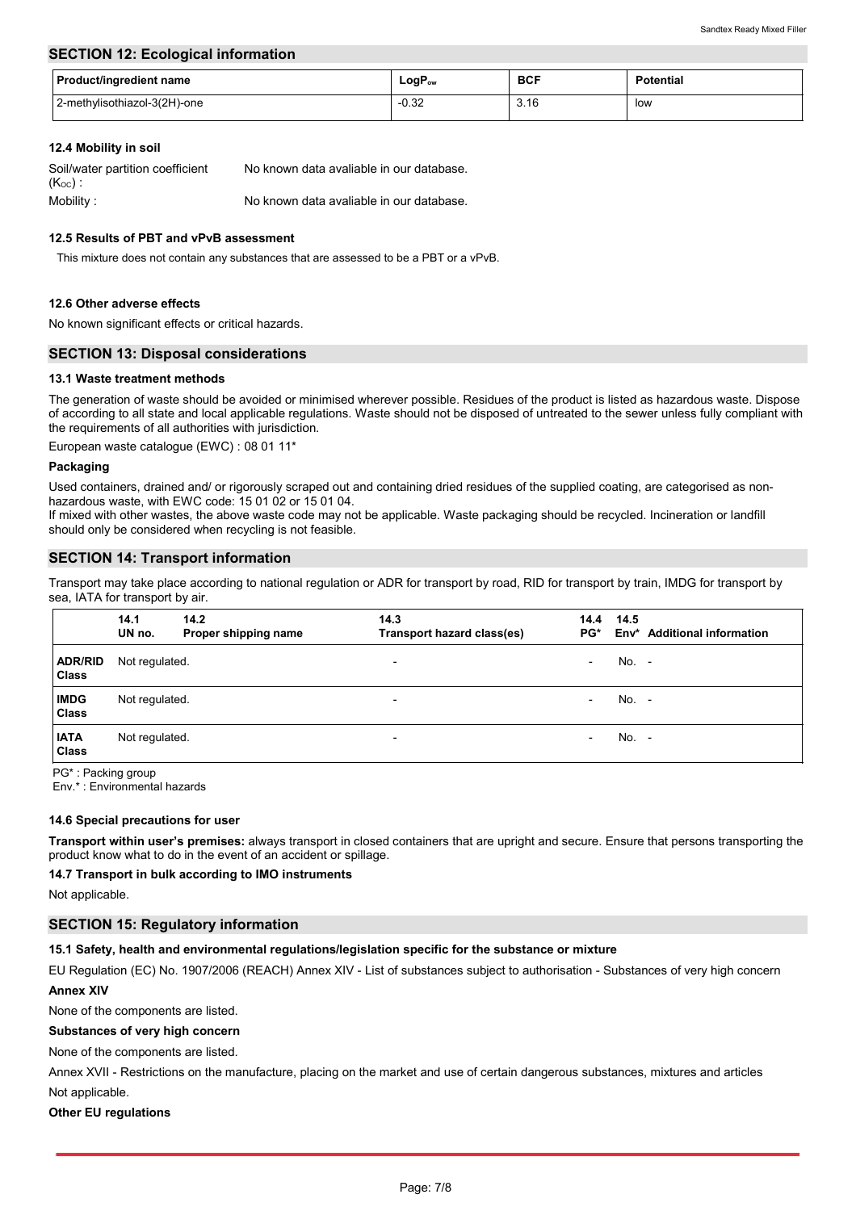## SECTION 12: Ecological information

| Product/ingredient name | $LogP_{ow}$ | BCF | Potential |
|---|---|---|---|
| 2-methylisothiazol-3(2H)-one | -0.32 | 3.16 | low |

### 12.4 Mobility in soil

Soil/water partition coefficient ($K_{OC}$) : No known data avaliable in our database.

Mobility : No known data avaliable in our database.

### 12.5 Results of PBT and vPvB assessment

This mixture does not contain any substances that are assessed to be a PBT or a vPvB.

### 12.6 Other adverse effects

No known significant effects or critical hazards.

## SECTION 13: Disposal considerations

### 13.1 Waste treatment methods

The generation of waste should be avoided or minimised wherever possible. Residues of the product is listed as hazardous waste. Dispose of according to all state and local applicable regulations. Waste should not be disposed of untreated to the sewer unless fully compliant with the requirements of all authorities with jurisdiction.

European waste catalogue (EWC) : 08 01 11*

**Packaging**

Used containers, drained and/ or rigorously scraped out and containing dried residues of the supplied coating, are categorised as non-hazardous waste, with EWC code: 15 01 02 or 15 01 04.

If mixed with other wastes, the above waste code may not be applicable. Waste packaging should be recycled. Incineration or landfill should only be considered when recycling is not feasible.

## SECTION 14: Transport information

Transport may take place according to national regulation or ADR for transport by road, RID for transport by train, IMDG for transport by sea, IATA for transport by air.

| | 14.1 UN no. | 14.2 Proper shipping name | 14.3 Transport hazard class(es) | 14.4 PG* | 14.5 Env* | Additional information |
|---|---|---|---|---|---|---|
| **ADR/RID Class** | Not regulated. | | - | - | No. | - |
| **IMDG Class** | Not regulated. | | - | - | No. | - |
| **IATA Class** | Not regulated. | | - | - | No. | - |

PG* : Packing group
Env.* : Environmental hazards

### 14.6 Special precautions for user

**Transport within user's premises:** always transport in closed containers that are upright and secure. Ensure that persons transporting the product know what to do in the event of an accident or spillage.

### 14.7 Transport in bulk according to IMO instruments

Not applicable.

## SECTION 15: Regulatory information

### 15.1 Safety, health and environmental regulations/legislation specific for the substance or mixture

EU Regulation (EC) No. 1907/2006 (REACH) Annex XIV - List of substances subject to authorisation - Substances of very high concern

**Annex XIV**

None of the components are listed.

**Substances of very high concern**

None of the components are listed.

Annex XVII - Restrictions on the manufacture, placing on the market and use of certain dangerous substances, mixtures and articles

Not applicable.

**Other EU regulations**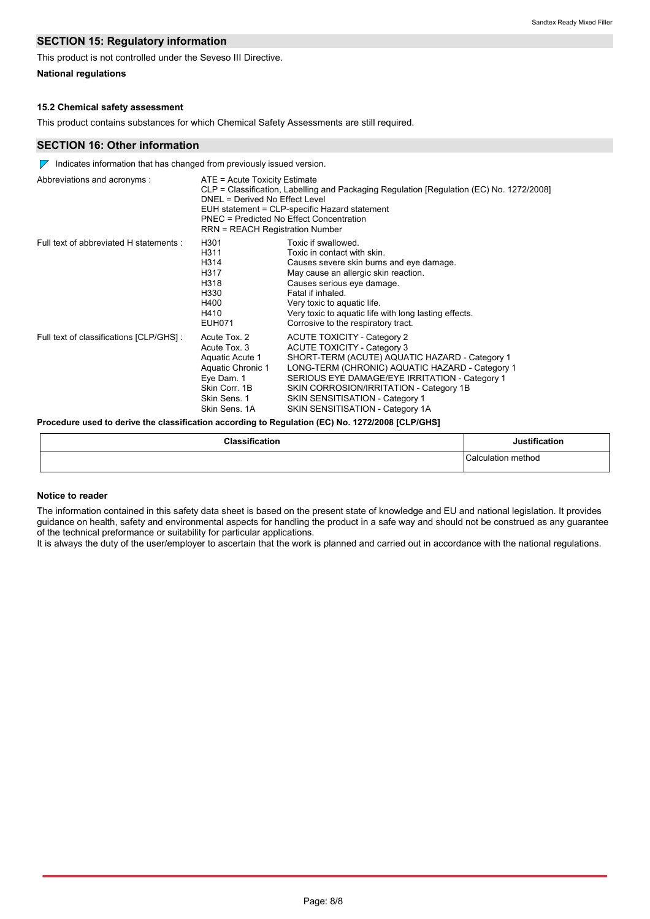## SECTION 15: Regulatory information

This product is not controlled under the Seveso III Directive.

**National regulations**

**15.2 Chemical safety assessment**

This product contains substances for which Chemical Safety Assessments are still required.

## SECTION 16: Other information

Indicates information that has changed from previously issued version.

| | | |
|---|---|---|
| Abbreviations and acronyms : | ATE = Acute Toxicity Estimate<br>CLP = Classification, Labelling and Packaging Regulation [Regulation (EC) No. 1272/2008]<br>DNEL = Derived No Effect Level<br>EUH statement = CLP-specific Hazard statement<br>PNEC = Predicted No Effect Concentration<br>RRN = REACH Registration Number | |
| Full text of abbreviated H statements : | H301 | Toxic if swallowed. |
| | H311 | Toxic in contact with skin. |
| | H314 | Causes severe skin burns and eye damage. |
| | H317 | May cause an allergic skin reaction. |
| | H318 | Causes serious eye damage. |
| | H330 | Fatal if inhaled. |
| | H400 | Very toxic to aquatic life. |
| | H410 | Very toxic to aquatic life with long lasting effects. |
| | EUH071 | Corrosive to the respiratory tract. |
| Full text of classifications [CLP/GHS] : | Acute Tox. 2 | ACUTE TOXICITY - Category 2 |
| | Acute Tox. 3 | ACUTE TOXICITY - Category 3 |
| | Aquatic Acute 1 | SHORT-TERM (ACUTE) AQUATIC HAZARD - Category 1 |
| | Aquatic Chronic 1 | LONG-TERM (CHRONIC) AQUATIC HAZARD - Category 1 |
| | Eye Dam. 1 | SERIOUS EYE DAMAGE/EYE IRRITATION - Category 1 |
| | Skin Corr. 1B | SKIN CORROSION/IRRITATION - Category 1B |
| | Skin Sens. 1 | SKIN SENSITISATION - Category 1 |
| | Skin Sens. 1A | SKIN SENSITISATION - Category 1A |

**Procedure used to derive the classification according to Regulation (EC) No. 1272/2008 [CLP/GHS]**

| Classification | Justification |
|---|---|
| | Calculation method |

**Notice to reader**

The information contained in this safety data sheet is based on the present state of knowledge and EU and national legislation. It provides guidance on health, safety and environmental aspects for handling the product in a safe way and should not be construed as any guarantee of the technical preformance or suitability for particular applications.

It is always the duty of the user/employer to ascertain that the work is planned and carried out in accordance with the national regulations.